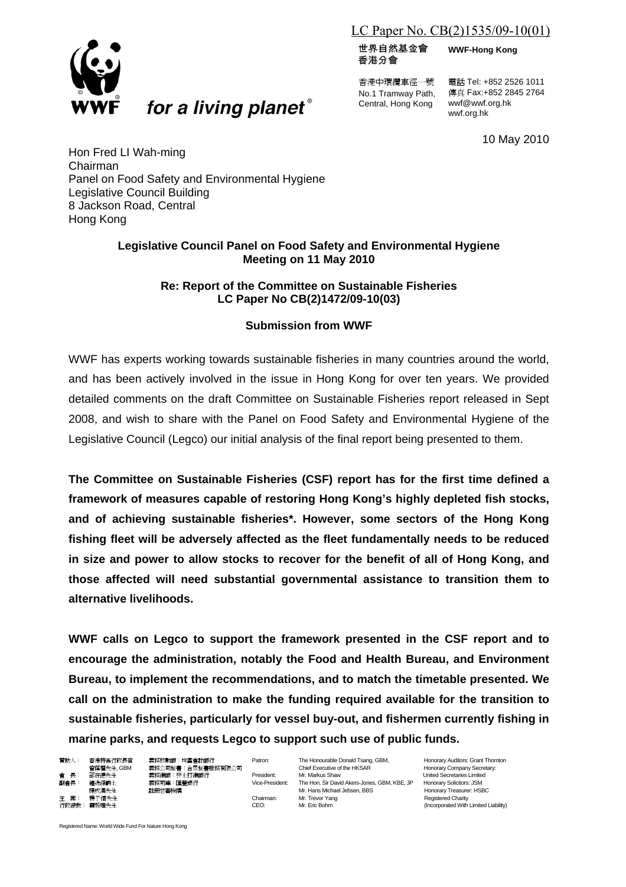LC Paper No. CB(2)1535/09-10(01)

世界自然基金會 香港分會 WWF-Hong Kong

香港中環纜車徑一號
No.1 Tramway Path, Central, Hong Kong

電話 Tel: +852 2526 1011
傳真 Fax:+852 2845 2764
wwf@wwf.org.hk
wwf.org.hk

for a living planet®

10 May 2010

Hon Fred LI Wah-ming
Chairman
Panel on Food Safety and Environmental Hygiene
Legislative Council Building
8 Jackson Road, Central
Hong Kong

**Legislative Council Panel on Food Safety and Environmental Hygiene**
**Meeting on 11 May 2010**

**Re: Report of the Committee on Sustainable Fisheries**
**LC Paper No CB(2)1472/09-10(03)**

**Submission from WWF**

WWF has experts working towards sustainable fisheries in many countries around the world, and has been actively involved in the issue in Hong Kong for over ten years. We provided detailed comments on the draft Committee on Sustainable Fisheries report released in Sept 2008, and wish to share with the Panel on Food Safety and Environmental Hygiene of the Legislative Council (Legco) our initial analysis of the final report being presented to them.

**The Committee on Sustainable Fisheries (CSF) report has for the first time defined a framework of measures capable of restoring Hong Kong's highly depleted fish stocks, and of achieving sustainable fisheries\*. However, some sectors of the Hong Kong fishing fleet will be adversely affected as the fleet fundamentally needs to be reduced in size and power to allow stocks to recover for the benefit of all of Hong Kong, and those affected will need substantial governmental assistance to transition them to alternative livelihoods.**

**WWF calls on Legco to support the framework presented in the CSF report and to encourage the administration, notably the Food and Health Bureau, and Environment Bureau, to implement the recommendations, and to match the timetable presented. We call on the administration to make the funding required available for the transition to sustainable fisheries, particularly for vessel buy-out, and fishermen currently fishing in marine parks, and requests Legco to support such use of public funds.**

| | | | | |
|---|---|---|---|---|
| Patron: | The Honourable Donald Tsang, GBM, Chief Executive of the HKSAR | Honorary Auditors: Grant Thornton |
| President: | Mr. Markus Shaw | Honorary Company Secretary: United Secretaries Limited |
| Vice-President: | The Hon. Sir David Akers-Jones, GBM, KBE, JP | Honorary Solicitors: JSM |
| | Mr. Hans Michael Jebsen, BBS | Honorary Treasurer: HSBC |
| Chairman: | Mr. Trevor Yang | Registered Charity |
| CEO: | Mr. Eric Bohm | (Incorporated With Limited Liability) |

Registered Name: World Wide Fund For Nature Hong Kong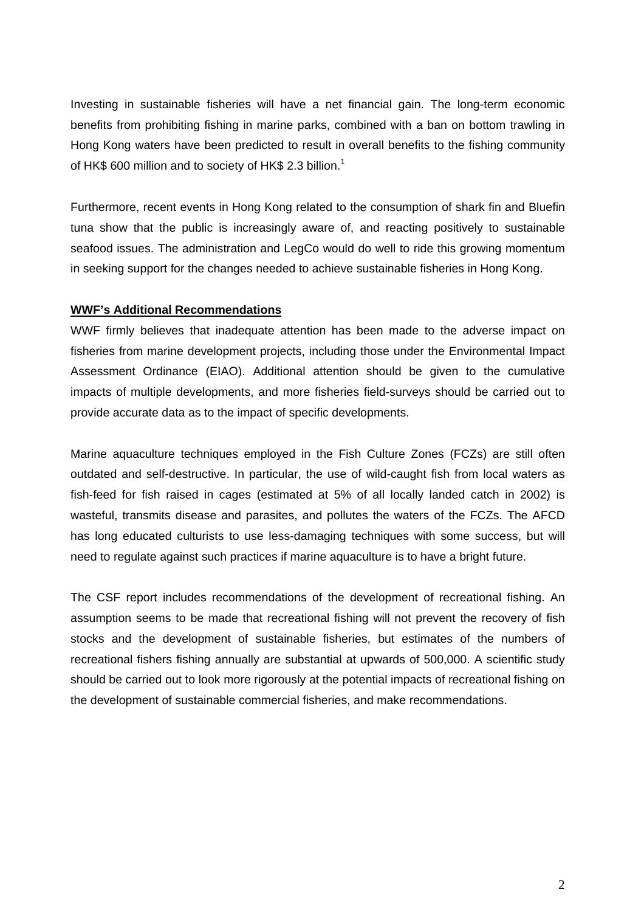Investing in sustainable fisheries will have a net financial gain. The long-term economic benefits from prohibiting fishing in marine parks, combined with a ban on bottom trawling in Hong Kong waters have been predicted to result in overall benefits to the fishing community of HK$ 600 million and to society of HK$ 2.3 billion.[1]

Furthermore, recent events in Hong Kong related to the consumption of shark fin and Bluefin tuna show that the public is increasingly aware of, and reacting positively to sustainable seafood issues. The administration and LegCo would do well to ride this growing momentum in seeking support for the changes needed to achieve sustainable fisheries in Hong Kong.

**<u>WWF's Additional Recommendations</u>**

WWF firmly believes that inadequate attention has been made to the adverse impact on fisheries from marine development projects, including those under the Environmental Impact Assessment Ordinance (EIAO). Additional attention should be given to the cumulative impacts of multiple developments, and more fisheries field-surveys should be carried out to provide accurate data as to the impact of specific developments.

Marine aquaculture techniques employed in the Fish Culture Zones (FCZs) are still often outdated and self-destructive. In particular, the use of wild-caught fish from local waters as fish-feed for fish raised in cages (estimated at 5% of all locally landed catch in 2002) is wasteful, transmits disease and parasites, and pollutes the waters of the FCZs. The AFCD has long educated culturists to use less-damaging techniques with some success, but will need to regulate against such practices if marine aquaculture is to have a bright future.

The CSF report includes recommendations of the development of recreational fishing. An assumption seems to be made that recreational fishing will not prevent the recovery of fish stocks and the development of sustainable fisheries, but estimates of the numbers of recreational fishers fishing annually are substantial at upwards of 500,000. A scientific study should be carried out to look more rigorously at the potential impacts of recreational fishing on the development of sustainable commercial fisheries, and make recommendations.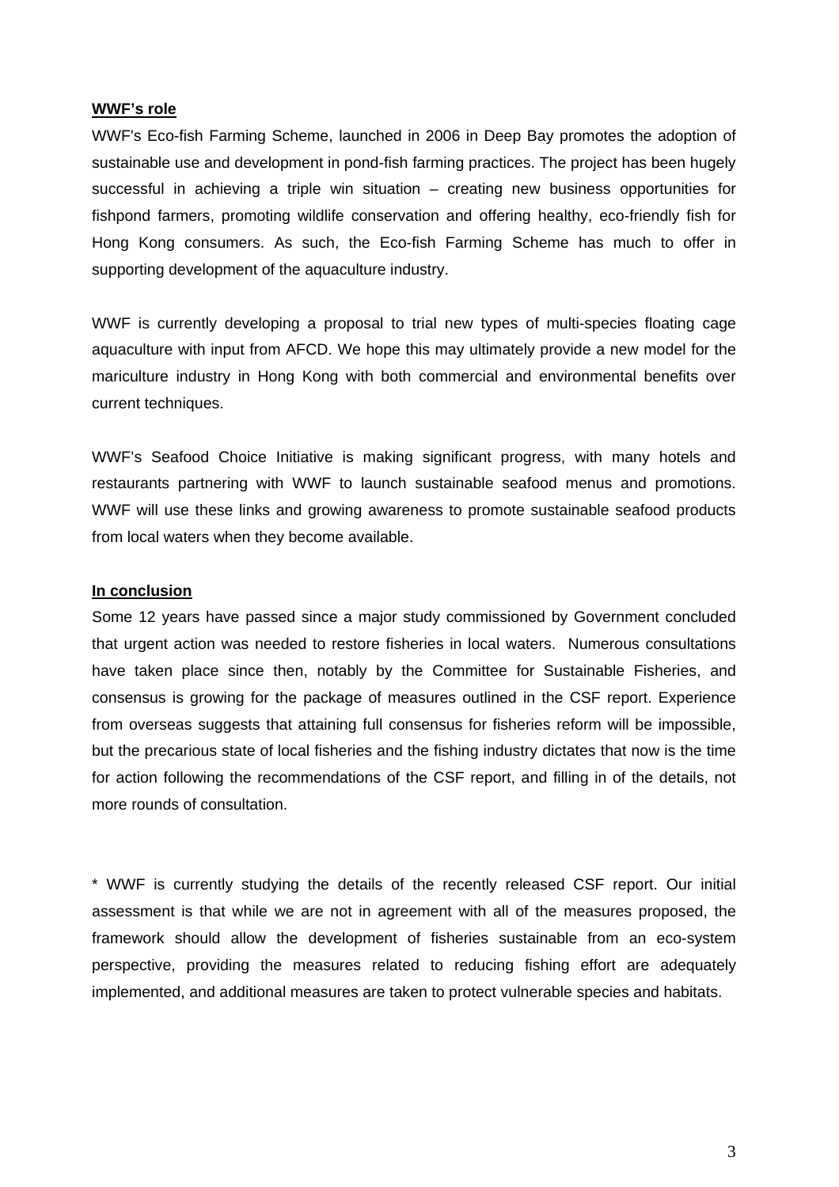**WWF's role**

WWF's Eco-fish Farming Scheme, launched in 2006 in Deep Bay promotes the adoption of sustainable use and development in pond-fish farming practices. The project has been hugely successful in achieving a triple win situation – creating new business opportunities for fishpond farmers, promoting wildlife conservation and offering healthy, eco-friendly fish for Hong Kong consumers. As such, the Eco-fish Farming Scheme has much to offer in supporting development of the aquaculture industry.

WWF is currently developing a proposal to trial new types of multi-species floating cage aquaculture with input from AFCD. We hope this may ultimately provide a new model for the mariculture industry in Hong Kong with both commercial and environmental benefits over current techniques.

WWF's Seafood Choice Initiative is making significant progress, with many hotels and restaurants partnering with WWF to launch sustainable seafood menus and promotions. WWF will use these links and growing awareness to promote sustainable seafood products from local waters when they become available.

**In conclusion**

Some 12 years have passed since a major study commissioned by Government concluded that urgent action was needed to restore fisheries in local waters. Numerous consultations have taken place since then, notably by the Committee for Sustainable Fisheries, and consensus is growing for the package of measures outlined in the CSF report. Experience from overseas suggests that attaining full consensus for fisheries reform will be impossible, but the precarious state of local fisheries and the fishing industry dictates that now is the time for action following the recommendations of the CSF report, and filling in of the details, not more rounds of consultation.

* WWF is currently studying the details of the recently released CSF report. Our initial assessment is that while we are not in agreement with all of the measures proposed, the framework should allow the development of fisheries sustainable from an eco-system perspective, providing the measures related to reducing fishing effort are adequately implemented, and additional measures are taken to protect vulnerable species and habitats.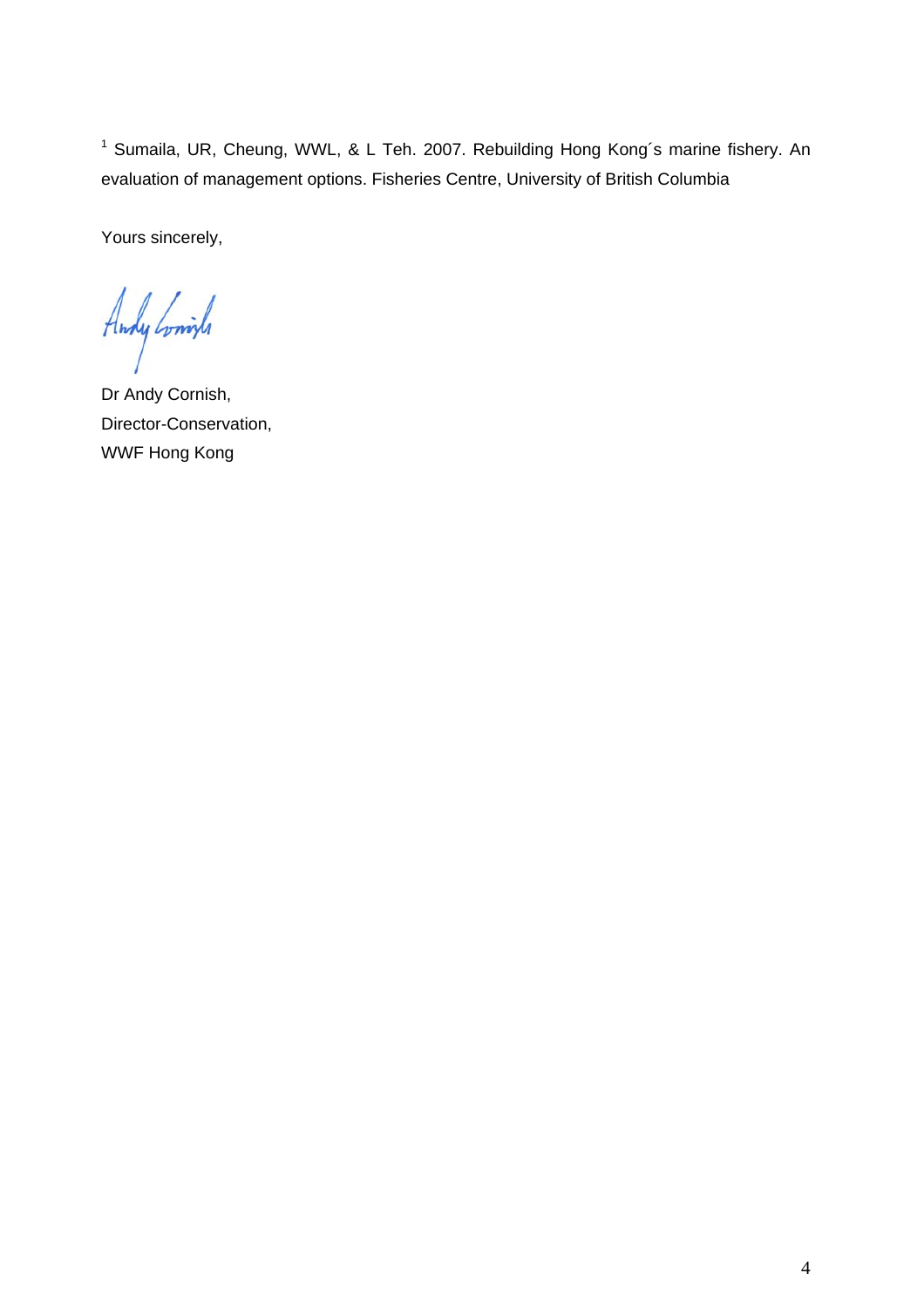[1] Sumaila, UR, Cheung, WWL, & L Teh. 2007. Rebuilding Hong Kong´s marine fishery. An evaluation of management options. Fisheries Centre, University of British Columbia

Yours sincerely,

Dr Andy Cornish,
Director-Conservation,
WWF Hong Kong